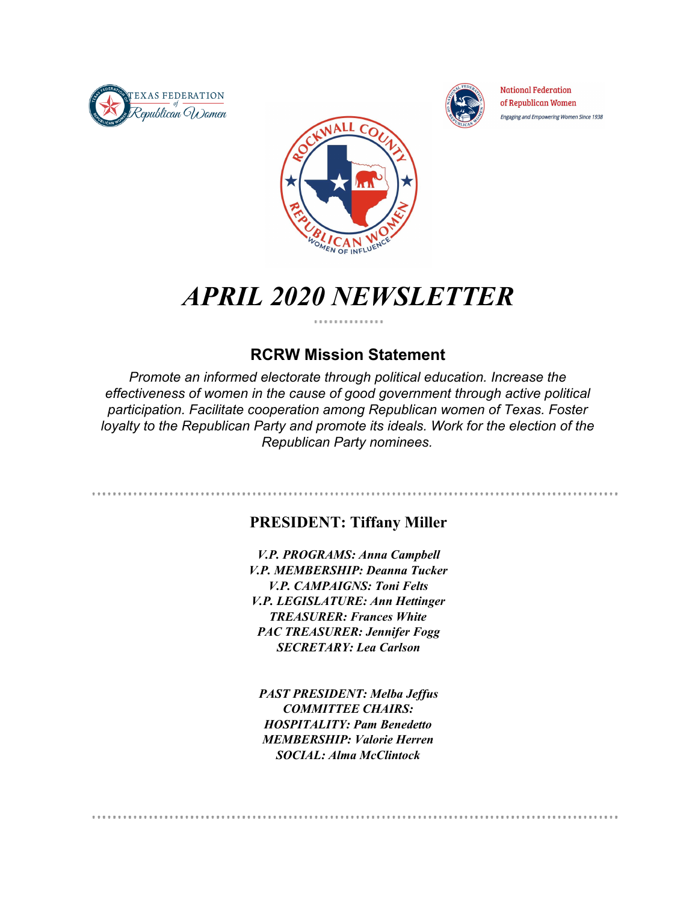# *APRIL 2020 NEWSLETTER*

## RCRW Mission Statement

*Promote an informed electorate through political education. Increase the effectiveness of women in the cause of good government through active political participation. Facilitate cooperation among Republican women of Texas. Foster loyalty to the Republican Party and promote its ideals. Work for the election of the Republican Party nominees.*

---

### PRESIDENT: Tiffany Miller

***V.P. PROGRAMS: Anna Campbell***
***V.P. MEMBERSHIP: Deanna Tucker***
***V.P. CAMPAIGNS: Toni Felts***
***V.P. LEGISLATURE: Ann Hettinger***
***TREASURER: Frances White***
***PAC TREASURER: Jennifer Fogg***
***SECRETARY: Lea Carlson***

***PAST PRESIDENT: Melba Jeffus***
***COMMITTEE CHAIRS:***
***HOSPITALITY: Pam Benedetto***
***MEMBERSHIP: Valorie Herren***
***SOCIAL: Alma McClintock***

---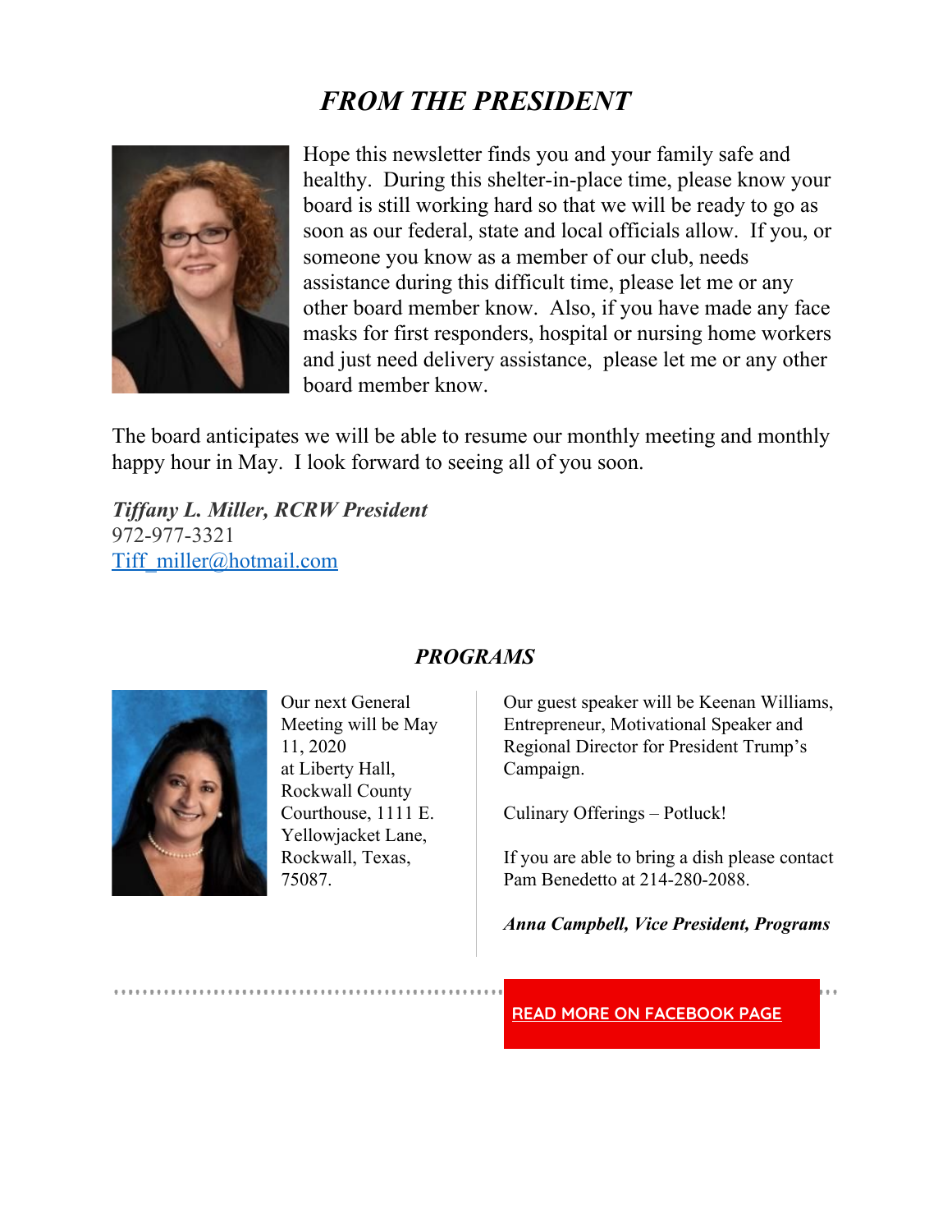## *FROM THE PRESIDENT*

Hope this newsletter finds you and your family safe and healthy. During this shelter-in-place time, please know your board is still working hard so that we will be ready to go as soon as our federal, state and local officials allow. If you, or someone you know as a member of our club, needs assistance during this difficult time, please let me or any other board member know. Also, if you have made any face masks for first responders, hospital or nursing home workers and just need delivery assistance, please let me or any other board member know.

The board anticipates we will be able to resume our monthly meeting and monthly happy hour in May. I look forward to seeing all of you soon.

***Tiffany L. Miller, RCRW President***
972-977-3321
Tiff_miller@hotmail.com

## *PROGRAMS*

Our next General Meeting will be May 11, 2020 at Liberty Hall, Rockwall County Courthouse, 1111 E. Yellowjacket Lane, Rockwall, Texas, 75087.

Our guest speaker will be Keenan Williams, Entrepreneur, Motivational Speaker and Regional Director for President Trump's Campaign.

Culinary Offerings – Potluck!

If you are able to bring a dish please contact Pam Benedetto at 214-280-2088.

***Anna Campbell, Vice President, Programs***

READ MORE ON FACEBOOK PAGE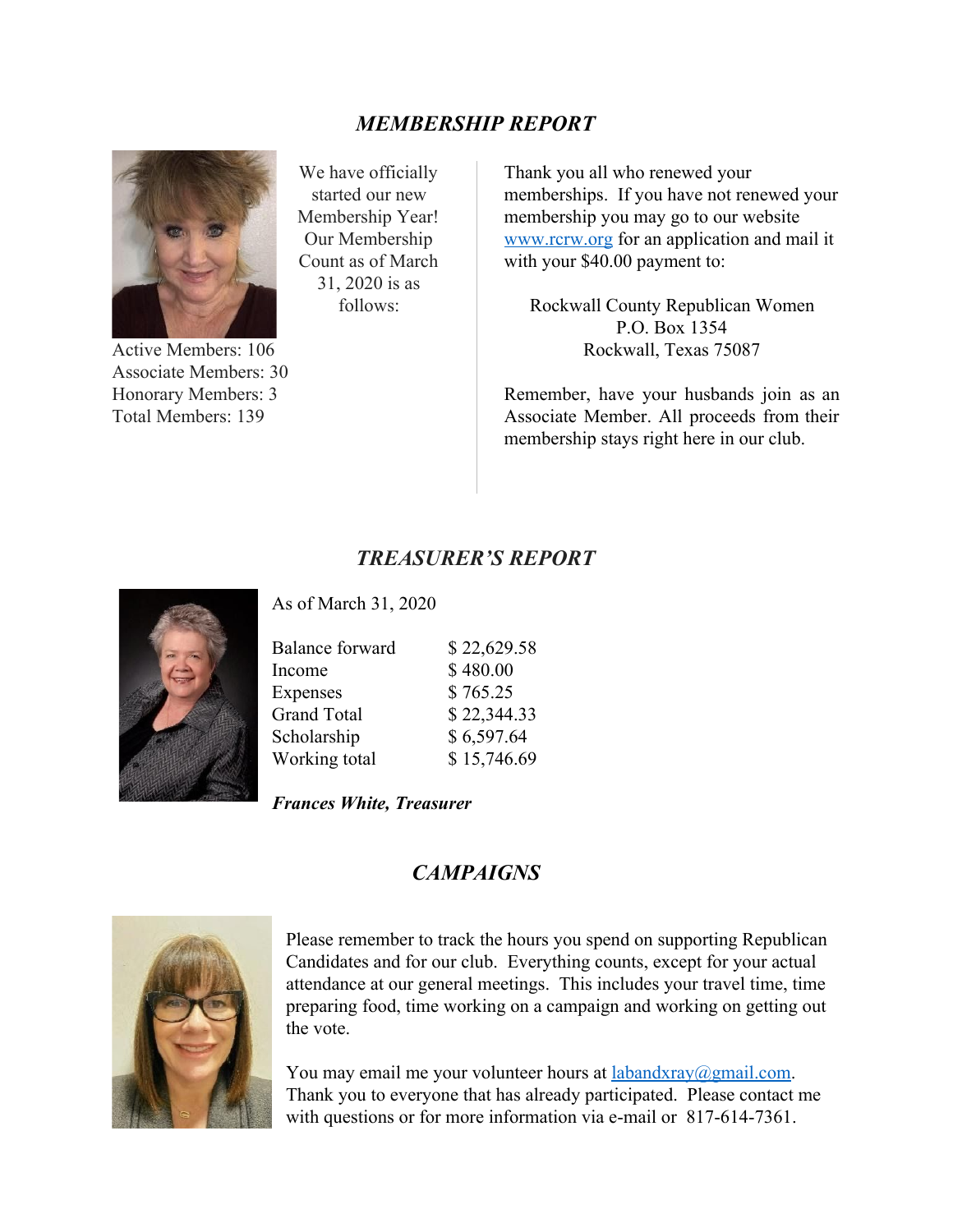## *MEMBERSHIP REPORT*

We have officially started our new Membership Year! Our Membership Count as of March 31, 2020 is as follows:

Active Members: 106
Associate Members: 30
Honorary Members: 3
Total Members: 139

Thank you all who renewed your memberships. If you have not renewed your membership you may go to our website www.rcrw.org for an application and mail it with your $40.00 payment to:

Rockwall County Republican Women
P.O. Box 1354
Rockwall, Texas 75087

Remember, have your husbands join as an Associate Member. All proceeds from their membership stays right here in our club.

## *TREASURER'S REPORT*

As of March 31, 2020

| | |
|---|---|
| Balance forward | $ 22,629.58 |
| Income | $ 480.00 |
| Expenses | $ 765.25 |
| Grand Total | $ 22,344.33 |
| Scholarship | $ 6,597.64 |
| Working total | $ 15,746.69 |

***Frances White, Treasurer***

## *CAMPAIGNS*

Please remember to track the hours you spend on supporting Republican Candidates and for our club. Everything counts, except for your actual attendance at our general meetings. This includes your travel time, time preparing food, time working on a campaign and working on getting out the vote.

You may email me your volunteer hours at labandxray@gmail.com. Thank you to everyone that has already participated. Please contact me with questions or for more information via e-mail or 817-614-7361.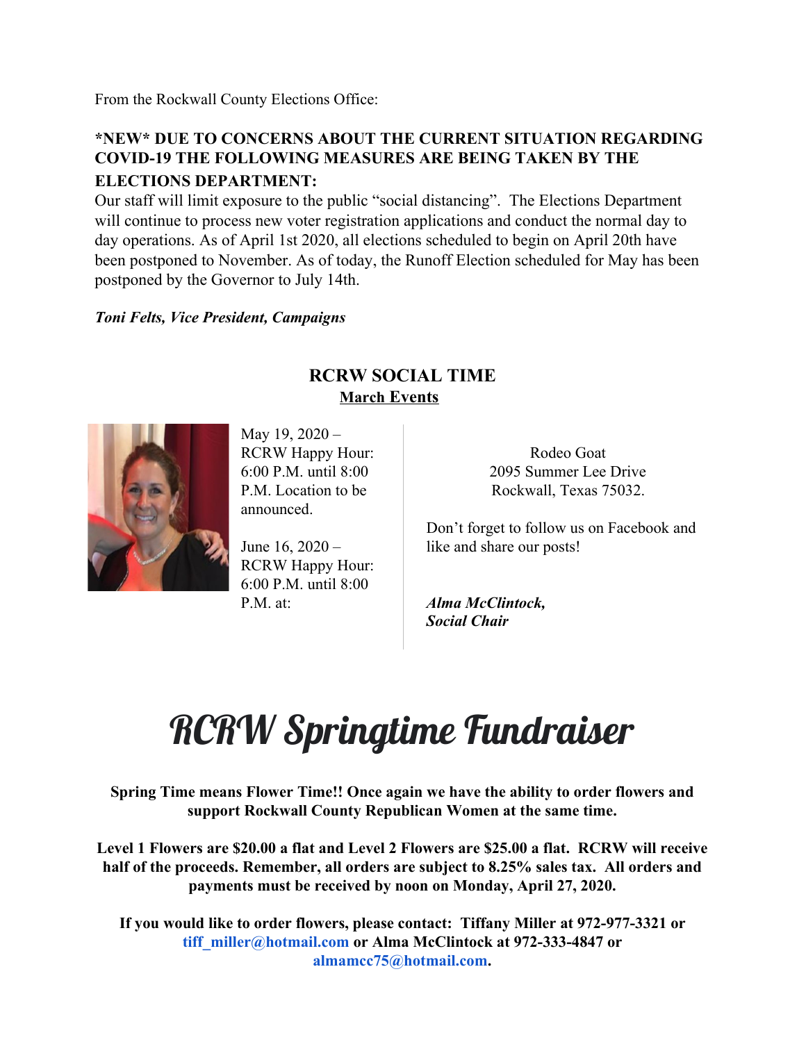From the Rockwall County Elections Office:

**\*NEW\* DUE TO CONCERNS ABOUT THE CURRENT SITUATION REGARDING COVID-19 THE FOLLOWING MEASURES ARE BEING TAKEN BY THE ELECTIONS DEPARTMENT:**

Our staff will limit exposure to the public "social distancing". The Elections Department will continue to process new voter registration applications and conduct the normal day to day operations. As of April 1st 2020, all elections scheduled to begin on April 20th have been postponed to November. As of today, the Runoff Election scheduled for May has been postponed by the Governor to July 14th.

***Toni Felts, Vice President, Campaigns***

## RCRW SOCIAL TIME

**March Events**

May 19, 2020 – RCRW Happy Hour: 6:00 P.M. until 8:00 P.M. Location to be announced.

June 16, 2020 – RCRW Happy Hour: 6:00 P.M. until 8:00 P.M. at:

Rodeo Goat
2095 Summer Lee Drive
Rockwall, Texas 75032.

Don't forget to follow us on Facebook and like and share our posts!

***Alma McClintock,***
***Social Chair***

# RCRW Springtime Fundraiser

**Spring Time means Flower Time!! Once again we have the ability to order flowers and support Rockwall County Republican Women at the same time.**

**Level 1 Flowers are $20.00 a flat and Level 2 Flowers are $25.00 a flat. RCRW will receive half of the proceeds. Remember, all orders are subject to 8.25% sales tax. All orders and payments must be received by noon on Monday, April 27, 2020.**

**If you would like to order flowers, please contact: Tiffany Miller at 972-977-3321 or tiff_miller@hotmail.com or Alma McClintock at 972-333-4847 or almamcc75@hotmail.com.**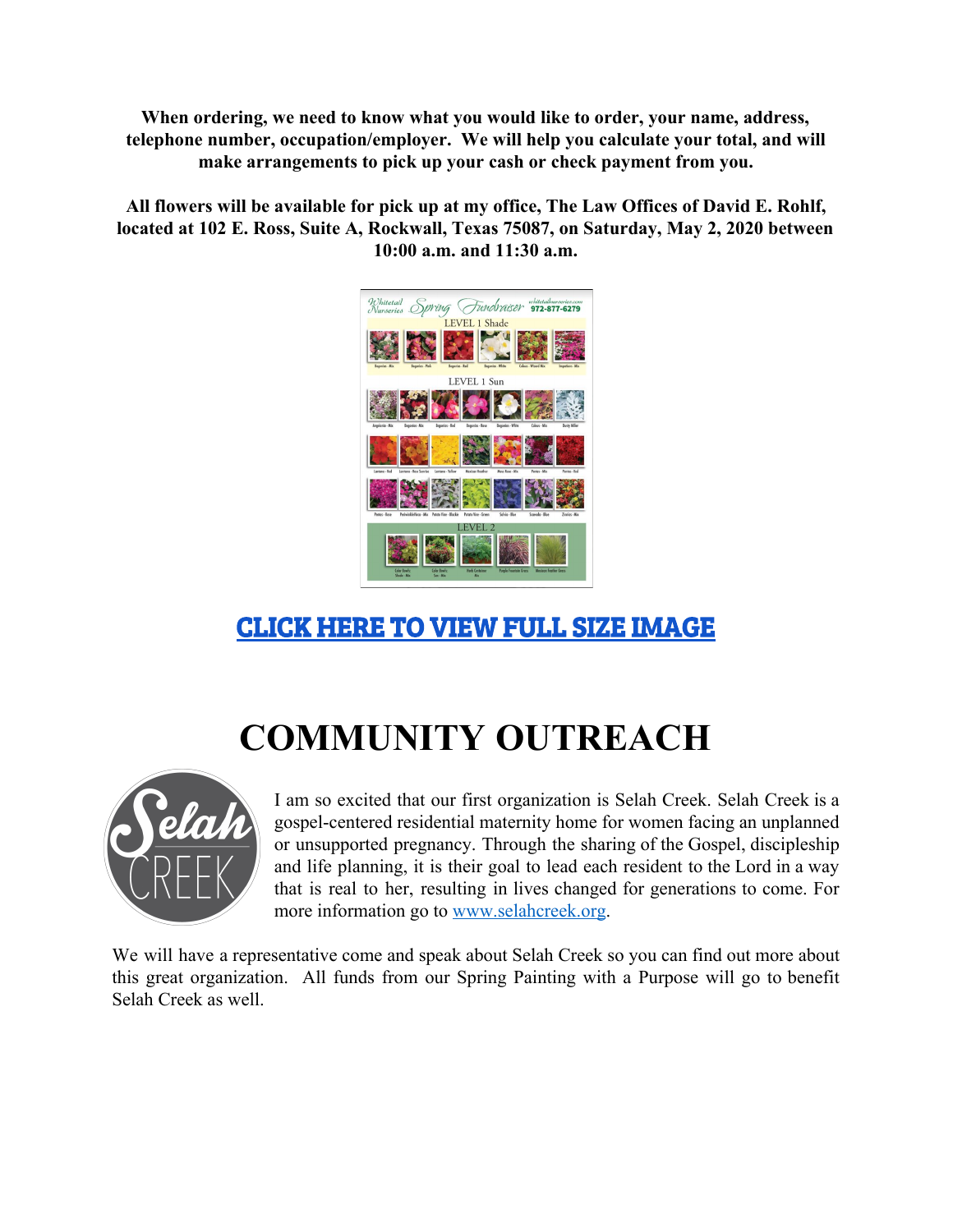**When ordering, we need to know what you would like to order, your name, address, telephone number, occupation/employer. We will help you calculate your total, and will make arrangements to pick up your cash or check payment from you.**

**All flowers will be available for pick up at my office, The Law Offices of David E. Rohlf, located at 102 E. Ross, Suite A, Rockwall, Texas 75087, on Saturday, May 2, 2020 between 10:00 a.m. and 11:30 a.m.**

**CLICK HERE TO VIEW FULL SIZE IMAGE**

# COMMUNITY OUTREACH

I am so excited that our first organization is Selah Creek. Selah Creek is a gospel-centered residential maternity home for women facing an unplanned or unsupported pregnancy. Through the sharing of the Gospel, discipleship and life planning, it is their goal to lead each resident to the Lord in a way that is real to her, resulting in lives changed for generations to come. For more information go to www.selahcreek.org.

We will have a representative come and speak about Selah Creek so you can find out more about this great organization. All funds from our Spring Painting with a Purpose will go to benefit Selah Creek as well.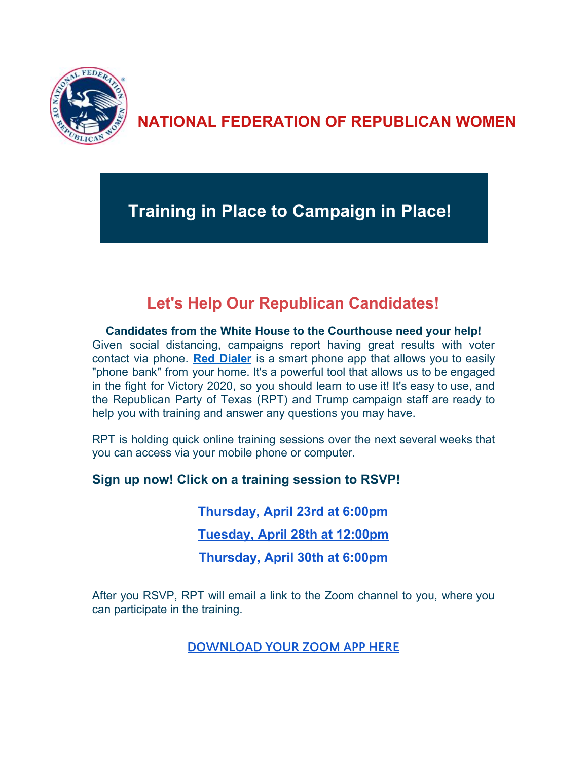# NATIONAL FEDERATION OF REPUBLICAN WOMEN

## Training in Place to Campaign in Place!

## Let's Help Our Republican Candidates!

**Candidates from the White House to the Courthouse need your help!** Given social distancing, campaigns report having great results with voter contact via phone. **Red Dialer** is a smart phone app that allows you to easily "phone bank" from your home. It's a powerful tool that allows us to be engaged in the fight for Victory 2020, so you should learn to use it! It's easy to use, and the Republican Party of Texas (RPT) and Trump campaign staff are ready to help you with training and answer any questions you may have.

RPT is holding quick online training sessions over the next several weeks that you can access via your mobile phone or computer.

### Sign up now! Click on a training session to RSVP!

**Thursday, April 23rd at 6:00pm**

**Tuesday, April 28th at 12:00pm**

**Thursday, April 30th at 6:00pm**

After you RSVP, RPT will email a link to the Zoom channel to you, where you can participate in the training.

DOWNLOAD YOUR ZOOM APP HERE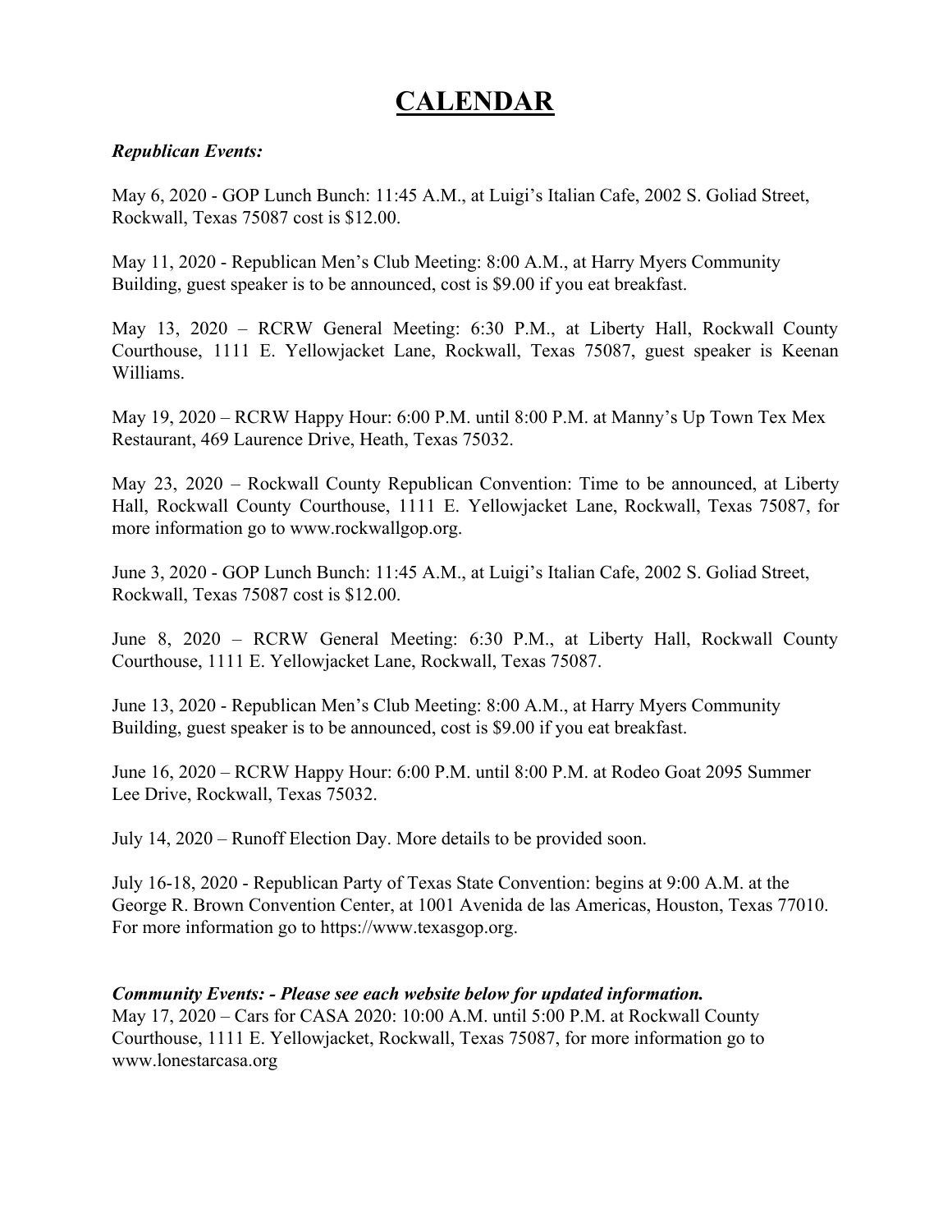# CALENDAR

***Republican Events:***

May 6, 2020 - GOP Lunch Bunch: 11:45 A.M., at Luigi's Italian Cafe, 2002 S. Goliad Street, Rockwall, Texas 75087 cost is $12.00.

May 11, 2020 - Republican Men's Club Meeting: 8:00 A.M., at Harry Myers Community Building, guest speaker is to be announced, cost is $9.00 if you eat breakfast.

May 13, 2020 – RCRW General Meeting: 6:30 P.M., at Liberty Hall, Rockwall County Courthouse, 1111 E. Yellowjacket Lane, Rockwall, Texas 75087, guest speaker is Keenan Williams.

May 19, 2020 – RCRW Happy Hour: 6:00 P.M. until 8:00 P.M. at Manny's Up Town Tex Mex Restaurant, 469 Laurence Drive, Heath, Texas 75032.

May 23, 2020 – Rockwall County Republican Convention: Time to be announced, at Liberty Hall, Rockwall County Courthouse, 1111 E. Yellowjacket Lane, Rockwall, Texas 75087, for more information go to www.rockwallgop.org.

June 3, 2020 - GOP Lunch Bunch: 11:45 A.M., at Luigi's Italian Cafe, 2002 S. Goliad Street, Rockwall, Texas 75087 cost is $12.00.

June 8, 2020 – RCRW General Meeting: 6:30 P.M., at Liberty Hall, Rockwall County Courthouse, 1111 E. Yellowjacket Lane, Rockwall, Texas 75087.

June 13, 2020 - Republican Men's Club Meeting: 8:00 A.M., at Harry Myers Community Building, guest speaker is to be announced, cost is $9.00 if you eat breakfast.

June 16, 2020 – RCRW Happy Hour: 6:00 P.M. until 8:00 P.M. at Rodeo Goat 2095 Summer Lee Drive, Rockwall, Texas 75032.

July 14, 2020 – Runoff Election Day. More details to be provided soon.

July 16-18, 2020 - Republican Party of Texas State Convention: begins at 9:00 A.M. at the George R. Brown Convention Center, at 1001 Avenida de las Americas, Houston, Texas 77010. For more information go to https://www.texasgop.org.

***Community Events: - Please see each website below for updated information.***

May 17, 2020 – Cars for CASA 2020: 10:00 A.M. until 5:00 P.M. at Rockwall County Courthouse, 1111 E. Yellowjacket, Rockwall, Texas 75087, for more information go to www.lonestarcasa.org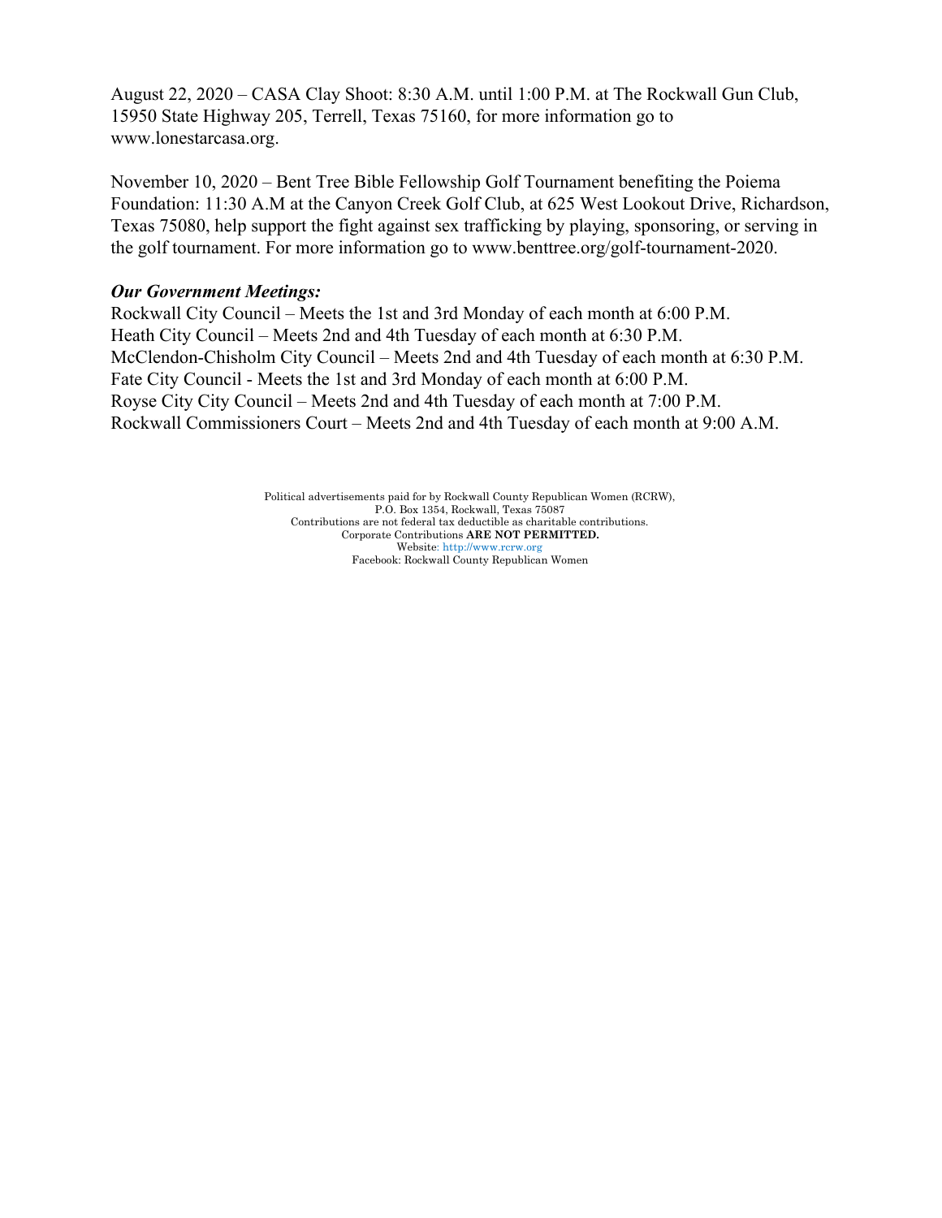August 22, 2020 – CASA Clay Shoot: 8:30 A.M. until 1:00 P.M. at The Rockwall Gun Club, 15950 State Highway 205, Terrell, Texas 75160, for more information go to www.lonestarcasa.org.

November 10, 2020 – Bent Tree Bible Fellowship Golf Tournament benefiting the Poiema Foundation: 11:30 A.M at the Canyon Creek Golf Club, at 625 West Lookout Drive, Richardson, Texas 75080, help support the fight against sex trafficking by playing, sponsoring, or serving in the golf tournament. For more information go to www.benttree.org/golf-tournament-2020.

***Our Government Meetings:***

Rockwall City Council – Meets the 1st and 3rd Monday of each month at 6:00 P.M.
Heath City Council – Meets 2nd and 4th Tuesday of each month at 6:30 P.M.
McClendon-Chisholm City Council – Meets 2nd and 4th Tuesday of each month at 6:30 P.M.
Fate City Council - Meets the 1st and 3rd Monday of each month at 6:00 P.M.
Royse City City Council – Meets 2nd and 4th Tuesday of each month at 7:00 P.M.
Rockwall Commissioners Court – Meets 2nd and 4th Tuesday of each month at 9:00 A.M.

Political advertisements paid for by Rockwall County Republican Women (RCRW),
P.O. Box 1354, Rockwall, Texas 75087
Contributions are not federal tax deductible as charitable contributions.
Corporate Contributions **ARE NOT PERMITTED.**
Website: http://www.rcrw.org
Facebook: Rockwall County Republican Women